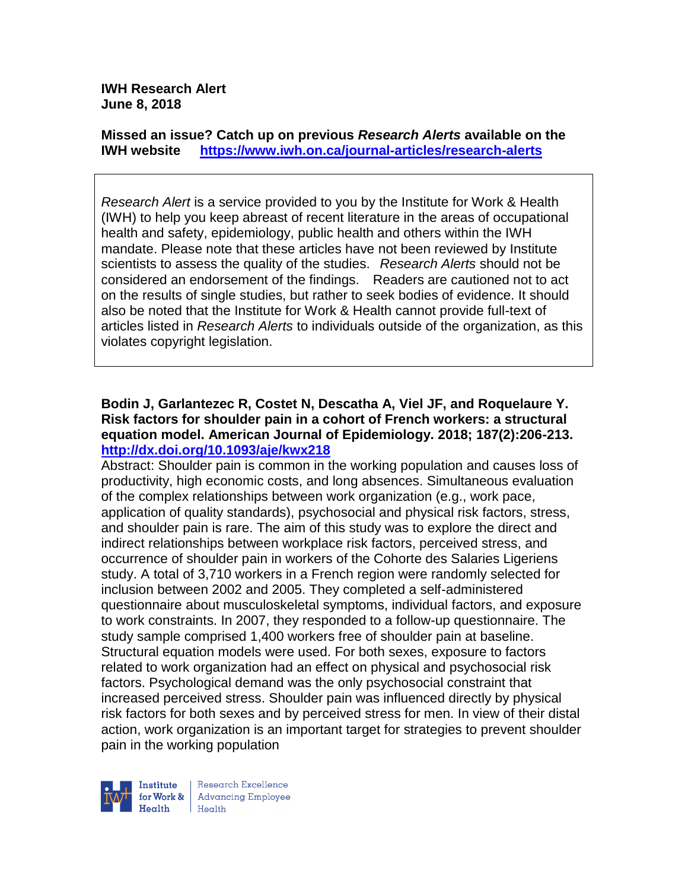**IWH Research Alert**
**June 8, 2018**

**Missed an issue? Catch up on previous *Research Alerts* available on the IWH website** **https://www.iwh.on.ca/journal-articles/research-alerts**

*Research Alert* is a service provided to you by the Institute for Work & Health (IWH) to help you keep abreast of recent literature in the areas of occupational health and safety, epidemiology, public health and others within the IWH mandate. Please note that these articles have not been reviewed by Institute scientists to assess the quality of the studies. *Research Alerts* should not be considered an endorsement of the findings. Readers are cautioned not to act on the results of single studies, but rather to seek bodies of evidence. It should also be noted that the Institute for Work & Health cannot provide full-text of articles listed in *Research Alerts* to individuals outside of the organization, as this violates copyright legislation.

**Bodin J, Garlantezec R, Costet N, Descatha A, Viel JF, and Roquelaure Y. Risk factors for shoulder pain in a cohort of French workers: a structural equation model. American Journal of Epidemiology. 2018; 187(2):206-213.**
**http://dx.doi.org/10.1093/aje/kwx218**

Abstract: Shoulder pain is common in the working population and causes loss of productivity, high economic costs, and long absences. Simultaneous evaluation of the complex relationships between work organization (e.g., work pace, application of quality standards), psychosocial and physical risk factors, stress, and shoulder pain is rare. The aim of this study was to explore the direct and indirect relationships between workplace risk factors, perceived stress, and occurrence of shoulder pain in workers of the Cohorte des Salaries Ligeriens study. A total of 3,710 workers in a French region were randomly selected for inclusion between 2002 and 2005. They completed a self-administered questionnaire about musculoskeletal symptoms, individual factors, and exposure to work constraints. In 2007, they responded to a follow-up questionnaire. The study sample comprised 1,400 workers free of shoulder pain at baseline. Structural equation models were used. For both sexes, exposure to factors related to work organization had an effect on physical and psychosocial risk factors. Psychological demand was the only psychosocial constraint that increased perceived stress. Shoulder pain was influenced directly by physical risk factors for both sexes and by perceived stress for men. In view of their distal action, work organization is an important target for strategies to prevent shoulder pain in the working population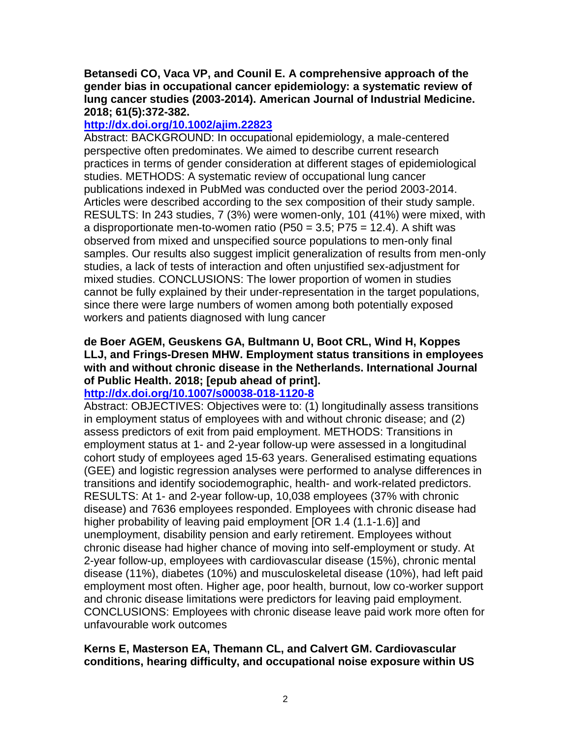**Betansedi CO, Vaca VP, and Counil E. A comprehensive approach of the gender bias in occupational cancer epidemiology: a systematic review of lung cancer studies (2003-2014). American Journal of Industrial Medicine. 2018; 61(5):372-382.**

**http://dx.doi.org/10.1002/ajim.22823**

Abstract: BACKGROUND: In occupational epidemiology, a male-centered perspective often predominates. We aimed to describe current research practices in terms of gender consideration at different stages of epidemiological studies. METHODS: A systematic review of occupational lung cancer publications indexed in PubMed was conducted over the period 2003-2014. Articles were described according to the sex composition of their study sample. RESULTS: In 243 studies, 7 (3%) were women-only, 101 (41%) were mixed, with a disproportionate men-to-women ratio ($P50 = 3.5$; $P75 = 12.4$). A shift was observed from mixed and unspecified source populations to men-only final samples. Our results also suggest implicit generalization of results from men-only studies, a lack of tests of interaction and often unjustified sex-adjustment for mixed studies. CONCLUSIONS: The lower proportion of women in studies cannot be fully explained by their under-representation in the target populations, since there were large numbers of women among both potentially exposed workers and patients diagnosed with lung cancer

**de Boer AGEM, Geuskens GA, Bultmann U, Boot CRL, Wind H, Koppes LLJ, and Frings-Dresen MHW. Employment status transitions in employees with and without chronic disease in the Netherlands. International Journal of Public Health. 2018; [epub ahead of print].**

**http://dx.doi.org/10.1007/s00038-018-1120-8**

Abstract: OBJECTIVES: Objectives were to: (1) longitudinally assess transitions in employment status of employees with and without chronic disease; and (2) assess predictors of exit from paid employment. METHODS: Transitions in employment status at 1- and 2-year follow-up were assessed in a longitudinal cohort study of employees aged 15-63 years. Generalised estimating equations (GEE) and logistic regression analyses were performed to analyse differences in transitions and identify sociodemographic, health- and work-related predictors. RESULTS: At 1- and 2-year follow-up, 10,038 employees (37% with chronic disease) and 7636 employees responded. Employees with chronic disease had higher probability of leaving paid employment [OR 1.4 (1.1-1.6)] and unemployment, disability pension and early retirement. Employees without chronic disease had higher chance of moving into self-employment or study. At 2-year follow-up, employees with cardiovascular disease (15%), chronic mental disease (11%), diabetes (10%) and musculoskeletal disease (10%), had left paid employment most often. Higher age, poor health, burnout, low co-worker support and chronic disease limitations were predictors for leaving paid employment. CONCLUSIONS: Employees with chronic disease leave paid work more often for unfavourable work outcomes

**Kerns E, Masterson EA, Themann CL, and Calvert GM. Cardiovascular conditions, hearing difficulty, and occupational noise exposure within US**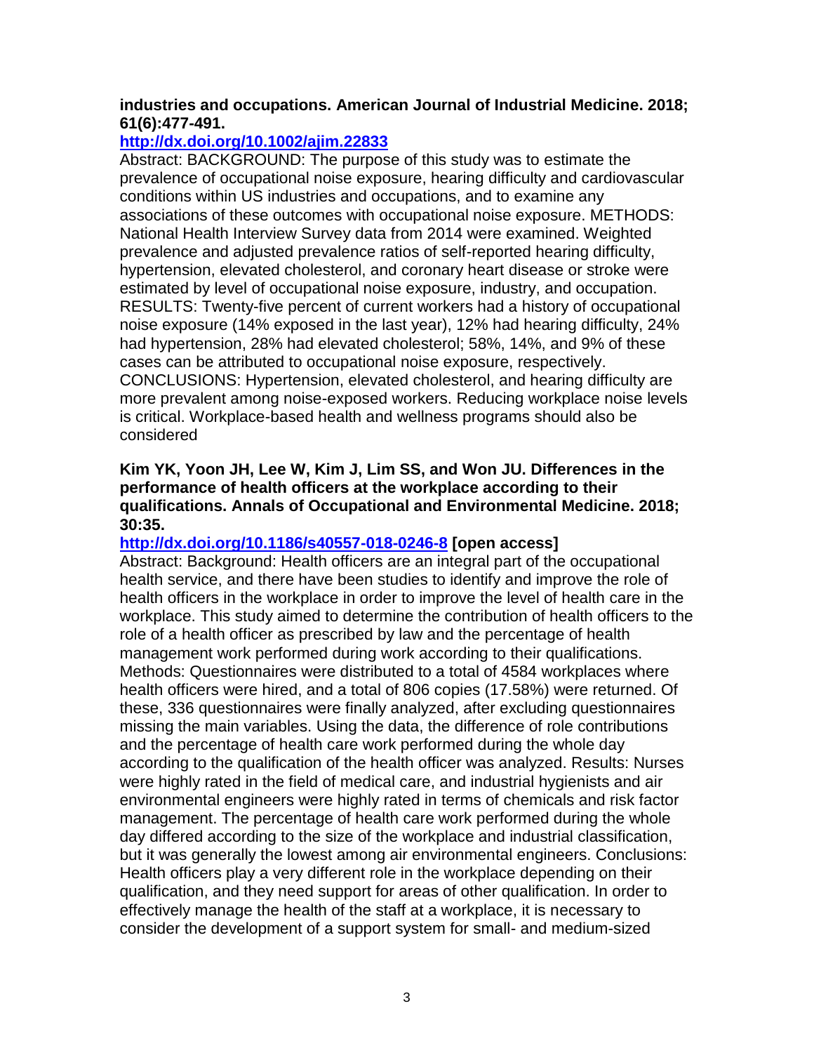**industries and occupations. American Journal of Industrial Medicine. 2018; 61(6):477-491.**

**http://dx.doi.org/10.1002/ajim.22833**

Abstract: BACKGROUND: The purpose of this study was to estimate the prevalence of occupational noise exposure, hearing difficulty and cardiovascular conditions within US industries and occupations, and to examine any associations of these outcomes with occupational noise exposure. METHODS: National Health Interview Survey data from 2014 were examined. Weighted prevalence and adjusted prevalence ratios of self-reported hearing difficulty, hypertension, elevated cholesterol, and coronary heart disease or stroke were estimated by level of occupational noise exposure, industry, and occupation. RESULTS: Twenty-five percent of current workers had a history of occupational noise exposure (14% exposed in the last year), 12% had hearing difficulty, 24% had hypertension, 28% had elevated cholesterol; 58%, 14%, and 9% of these cases can be attributed to occupational noise exposure, respectively. CONCLUSIONS: Hypertension, elevated cholesterol, and hearing difficulty are more prevalent among noise-exposed workers. Reducing workplace noise levels is critical. Workplace-based health and wellness programs should also be considered

**Kim YK, Yoon JH, Lee W, Kim J, Lim SS, and Won JU. Differences in the performance of health officers at the workplace according to their qualifications. Annals of Occupational and Environmental Medicine. 2018; 30:35.**

**http://dx.doi.org/10.1186/s40557-018-0246-8 [open access]**

Abstract: Background: Health officers are an integral part of the occupational health service, and there have been studies to identify and improve the role of health officers in the workplace in order to improve the level of health care in the workplace. This study aimed to determine the contribution of health officers to the role of a health officer as prescribed by law and the percentage of health management work performed during work according to their qualifications. Methods: Questionnaires were distributed to a total of 4584 workplaces where health officers were hired, and a total of 806 copies (17.58%) were returned. Of these, 336 questionnaires were finally analyzed, after excluding questionnaires missing the main variables. Using the data, the difference of role contributions and the percentage of health care work performed during the whole day according to the qualification of the health officer was analyzed. Results: Nurses were highly rated in the field of medical care, and industrial hygienists and air environmental engineers were highly rated in terms of chemicals and risk factor management. The percentage of health care work performed during the whole day differed according to the size of the workplace and industrial classification, but it was generally the lowest among air environmental engineers. Conclusions: Health officers play a very different role in the workplace depending on their qualification, and they need support for areas of other qualification. In order to effectively manage the health of the staff at a workplace, it is necessary to consider the development of a support system for small- and medium-sized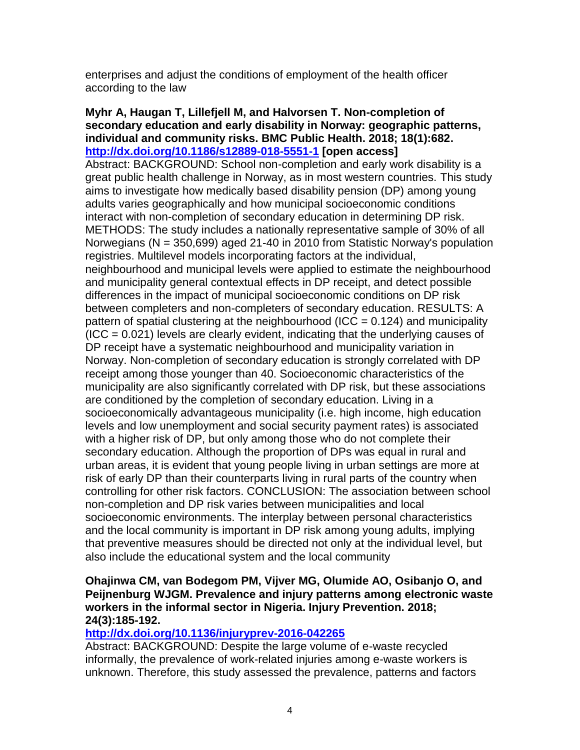enterprises and adjust the conditions of employment of the health officer according to the law

**Myhr A, Haugan T, Lillefjell M, and Halvorsen T. Non-completion of secondary education and early disability in Norway: geographic patterns, individual and community risks. BMC Public Health. 2018; 18(1):682. http://dx.doi.org/10.1186/s12889-018-5551-1 [open access]**

Abstract: BACKGROUND: School non-completion and early work disability is a great public health challenge in Norway, as in most western countries. This study aims to investigate how medically based disability pension (DP) among young adults varies geographically and how municipal socioeconomic conditions interact with non-completion of secondary education in determining DP risk. METHODS: The study includes a nationally representative sample of 30% of all Norwegians (N = 350,699) aged 21-40 in 2010 from Statistic Norway's population registries. Multilevel models incorporating factors at the individual, neighbourhood and municipal levels were applied to estimate the neighbourhood and municipality general contextual effects in DP receipt, and detect possible differences in the impact of municipal socioeconomic conditions on DP risk between completers and non-completers of secondary education. RESULTS: A pattern of spatial clustering at the neighbourhood (ICC = 0.124) and municipality (ICC = 0.021) levels are clearly evident, indicating that the underlying causes of DP receipt have a systematic neighbourhood and municipality variation in Norway. Non-completion of secondary education is strongly correlated with DP receipt among those younger than 40. Socioeconomic characteristics of the municipality are also significantly correlated with DP risk, but these associations are conditioned by the completion of secondary education. Living in a socioeconomically advantageous municipality (i.e. high income, high education levels and low unemployment and social security payment rates) is associated with a higher risk of DP, but only among those who do not complete their secondary education. Although the proportion of DPs was equal in rural and urban areas, it is evident that young people living in urban settings are more at risk of early DP than their counterparts living in rural parts of the country when controlling for other risk factors. CONCLUSION: The association between school non-completion and DP risk varies between municipalities and local socioeconomic environments. The interplay between personal characteristics and the local community is important in DP risk among young adults, implying that preventive measures should be directed not only at the individual level, but also include the educational system and the local community

**Ohajinwa CM, van Bodegom PM, Vijver MG, Olumide AO, Osibanjo O, and Peijnenburg WJGM. Prevalence and injury patterns among electronic waste workers in the informal sector in Nigeria. Injury Prevention. 2018; 24(3):185-192.**
**http://dx.doi.org/10.1136/injuryprev-2016-042265**

Abstract: BACKGROUND: Despite the large volume of e-waste recycled informally, the prevalence of work-related injuries among e-waste workers is unknown. Therefore, this study assessed the prevalence, patterns and factors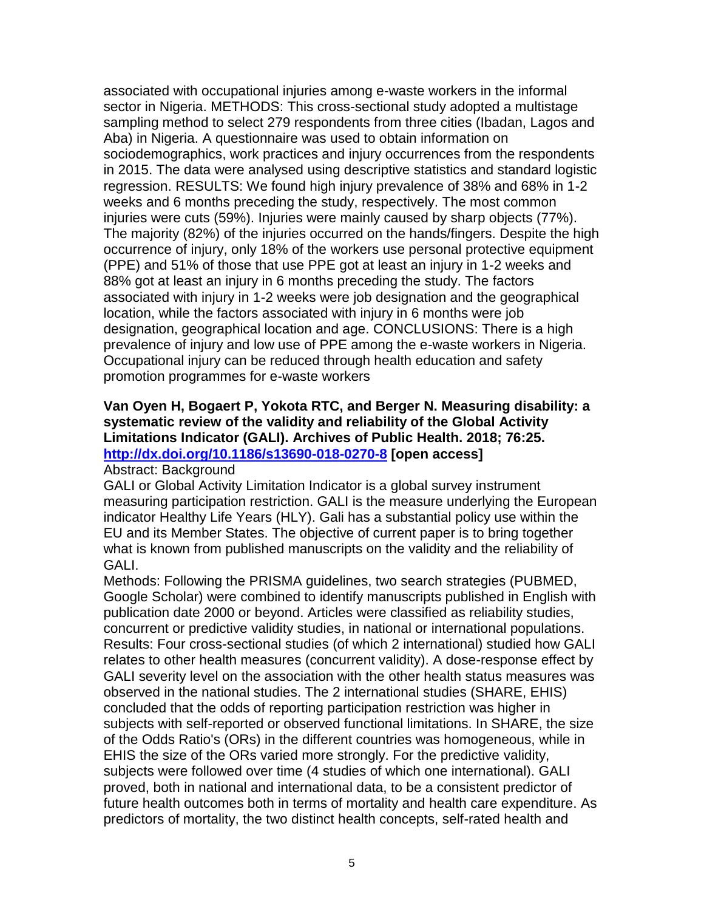associated with occupational injuries among e-waste workers in the informal sector in Nigeria. METHODS: This cross-sectional study adopted a multistage sampling method to select 279 respondents from three cities (Ibadan, Lagos and Aba) in Nigeria. A questionnaire was used to obtain information on sociodemographics, work practices and injury occurrences from the respondents in 2015. The data were analysed using descriptive statistics and standard logistic regression. RESULTS: We found high injury prevalence of 38% and 68% in 1-2 weeks and 6 months preceding the study, respectively. The most common injuries were cuts (59%). Injuries were mainly caused by sharp objects (77%). The majority (82%) of the injuries occurred on the hands/fingers. Despite the high occurrence of injury, only 18% of the workers use personal protective equipment (PPE) and 51% of those that use PPE got at least an injury in 1-2 weeks and 88% got at least an injury in 6 months preceding the study. The factors associated with injury in 1-2 weeks were job designation and the geographical location, while the factors associated with injury in 6 months were job designation, geographical location and age. CONCLUSIONS: There is a high prevalence of injury and low use of PPE among the e-waste workers in Nigeria. Occupational injury can be reduced through health education and safety promotion programmes for e-waste workers

**Van Oyen H, Bogaert P, Yokota RTC, and Berger N. Measuring disability: a systematic review of the validity and reliability of the Global Activity Limitations Indicator (GALI). Archives of Public Health. 2018; 76:25. [http://dx.doi.org/10.1186/s13690-018-0270-8](http://dx.doi.org/10.1186/s13690-018-0270-8) [open access]**

Abstract: Background
GALI or Global Activity Limitation Indicator is a global survey instrument measuring participation restriction. GALI is the measure underlying the European indicator Healthy Life Years (HLY). Gali has a substantial policy use within the EU and its Member States. The objective of current paper is to bring together what is known from published manuscripts on the validity and the reliability of GALI.

Methods: Following the PRISMA guidelines, two search strategies (PUBMED, Google Scholar) were combined to identify manuscripts published in English with publication date 2000 or beyond. Articles were classified as reliability studies, concurrent or predictive validity studies, in national or international populations.

Results: Four cross-sectional studies (of which 2 international) studied how GALI relates to other health measures (concurrent validity). A dose-response effect by GALI severity level on the association with the other health status measures was observed in the national studies. The 2 international studies (SHARE, EHIS) concluded that the odds of reporting participation restriction was higher in subjects with self-reported or observed functional limitations. In SHARE, the size of the Odds Ratio's (ORs) in the different countries was homogeneous, while in EHIS the size of the ORs varied more strongly. For the predictive validity, subjects were followed over time (4 studies of which one international). GALI proved, both in national and international data, to be a consistent predictor of future health outcomes both in terms of mortality and health care expenditure. As predictors of mortality, the two distinct health concepts, self-rated health and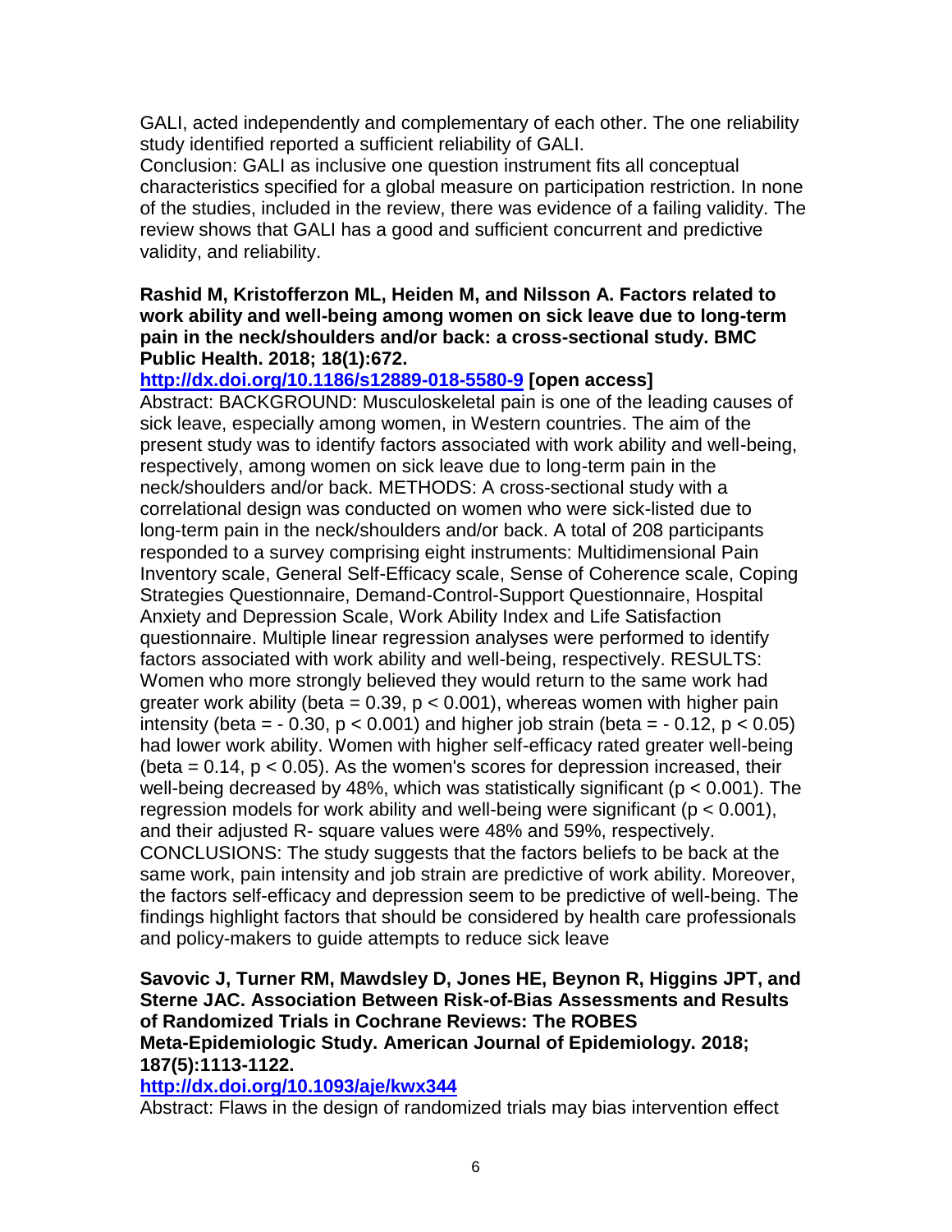GALI, acted independently and complementary of each other. The one reliability study identified reported a sufficient reliability of GALI.
Conclusion: GALI as inclusive one question instrument fits all conceptual characteristics specified for a global measure on participation restriction. In none of the studies, included in the review, there was evidence of a failing validity. The review shows that GALI has a good and sufficient concurrent and predictive validity, and reliability.

**Rashid M, Kristofferzon ML, Heiden M, and Nilsson A. Factors related to work ability and well-being among women on sick leave due to long-term pain in the neck/shoulders and/or back: a cross-sectional study. BMC Public Health. 2018; 18(1):672.**
**http://dx.doi.org/10.1186/s12889-018-5580-9 [open access]**
Abstract: BACKGROUND: Musculoskeletal pain is one of the leading causes of sick leave, especially among women, in Western countries. The aim of the present study was to identify factors associated with work ability and well-being, respectively, among women on sick leave due to long-term pain in the neck/shoulders and/or back. METHODS: A cross-sectional study with a correlational design was conducted on women who were sick-listed due to long-term pain in the neck/shoulders and/or back. A total of 208 participants responded to a survey comprising eight instruments: Multidimensional Pain Inventory scale, General Self-Efficacy scale, Sense of Coherence scale, Coping Strategies Questionnaire, Demand-Control-Support Questionnaire, Hospital Anxiety and Depression Scale, Work Ability Index and Life Satisfaction questionnaire. Multiple linear regression analyses were performed to identify factors associated with work ability and well-being, respectively. RESULTS: Women who more strongly believed they would return to the same work had greater work ability (beta = 0.39, $p < 0.001$), whereas women with higher pain intensity (beta = - 0.30, $p < 0.001$) and higher job strain (beta = - 0.12, $p < 0.05$) had lower work ability. Women with higher self-efficacy rated greater well-being (beta = 0.14, $p < 0.05$). As the women's scores for depression increased, their well-being decreased by 48%, which was statistically significant ($p < 0.001$). The regression models for work ability and well-being were significant ($p < 0.001$), and their adjusted R- square values were 48% and 59%, respectively. CONCLUSIONS: The study suggests that the factors beliefs to be back at the same work, pain intensity and job strain are predictive of work ability. Moreover, the factors self-efficacy and depression seem to be predictive of well-being. The findings highlight factors that should be considered by health care professionals and policy-makers to guide attempts to reduce sick leave

**Savovic J, Turner RM, Mawdsley D, Jones HE, Beynon R, Higgins JPT, and Sterne JAC. Association Between Risk-of-Bias Assessments and Results of Randomized Trials in Cochrane Reviews: The ROBES Meta-Epidemiologic Study. American Journal of Epidemiology. 2018; 187(5):1113-1122.**
**http://dx.doi.org/10.1093/aje/kwx344**
Abstract: Flaws in the design of randomized trials may bias intervention effect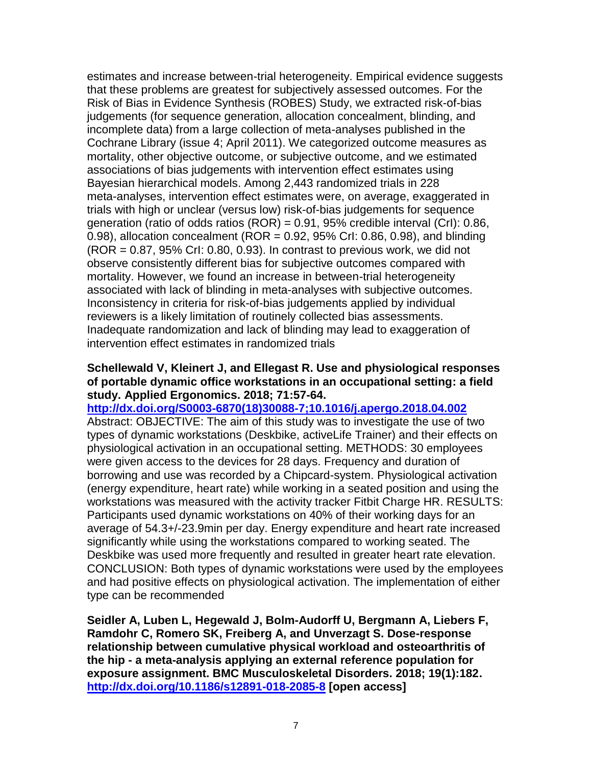estimates and increase between-trial heterogeneity. Empirical evidence suggests that these problems are greatest for subjectively assessed outcomes. For the Risk of Bias in Evidence Synthesis (ROBES) Study, we extracted risk-of-bias judgements (for sequence generation, allocation concealment, blinding, and incomplete data) from a large collection of meta-analyses published in the Cochrane Library (issue 4; April 2011). We categorized outcome measures as mortality, other objective outcome, or subjective outcome, and we estimated associations of bias judgements with intervention effect estimates using Bayesian hierarchical models. Among 2,443 randomized trials in 228 meta-analyses, intervention effect estimates were, on average, exaggerated in trials with high or unclear (versus low) risk-of-bias judgements for sequence generation (ratio of odds ratios (ROR) = 0.91, 95% credible interval (CrI): 0.86, 0.98), allocation concealment (ROR = 0.92, 95% CrI: 0.86, 0.98), and blinding (ROR = 0.87, 95% CrI: 0.80, 0.93). In contrast to previous work, we did not observe consistently different bias for subjective outcomes compared with mortality. However, we found an increase in between-trial heterogeneity associated with lack of blinding in meta-analyses with subjective outcomes. Inconsistency in criteria for risk-of-bias judgements applied by individual reviewers is a likely limitation of routinely collected bias assessments. Inadequate randomization and lack of blinding may lead to exaggeration of intervention effect estimates in randomized trials

**Schellewald V, Kleinert J, and Ellegast R. Use and physiological responses of portable dynamic office workstations in an occupational setting: a field study. Applied Ergonomics. 2018; 71:57-64.**
[http://dx.doi.org/S0003-6870(18)30088-7;10.1016/j.apergo.2018.04.002](http://dx.doi.org/S0003-6870(18)30088-7;10.1016/j.apergo.2018.04.002)
Abstract: OBJECTIVE: The aim of this study was to investigate the use of two types of dynamic workstations (Deskbike, activeLife Trainer) and their effects on physiological activation in an occupational setting. METHODS: 30 employees were given access to the devices for 28 days. Frequency and duration of borrowing and use was recorded by a Chipcard-system. Physiological activation (energy expenditure, heart rate) while working in a seated position and using the workstations was measured with the activity tracker Fitbit Charge HR. RESULTS: Participants used dynamic workstations on 40% of their working days for an average of 54.3+/-23.9min per day. Energy expenditure and heart rate increased significantly while using the workstations compared to working seated. The Deskbike was used more frequently and resulted in greater heart rate elevation. CONCLUSION: Both types of dynamic workstations were used by the employees and had positive effects on physiological activation. The implementation of either type can be recommended

**Seidler A, Luben L, Hegewald J, Bolm-Audorff U, Bergmann A, Liebers F, Ramdohr C, Romero SK, Freiberg A, and Unverzagt S. Dose-response relationship between cumulative physical workload and osteoarthritis of the hip - a meta-analysis applying an external reference population for exposure assignment. BMC Musculoskeletal Disorders. 2018; 19(1):182.** [http://dx.doi.org/10.1186/s12891-018-2085-8](http://dx.doi.org/10.1186/s12891-018-2085-8) **[open access]**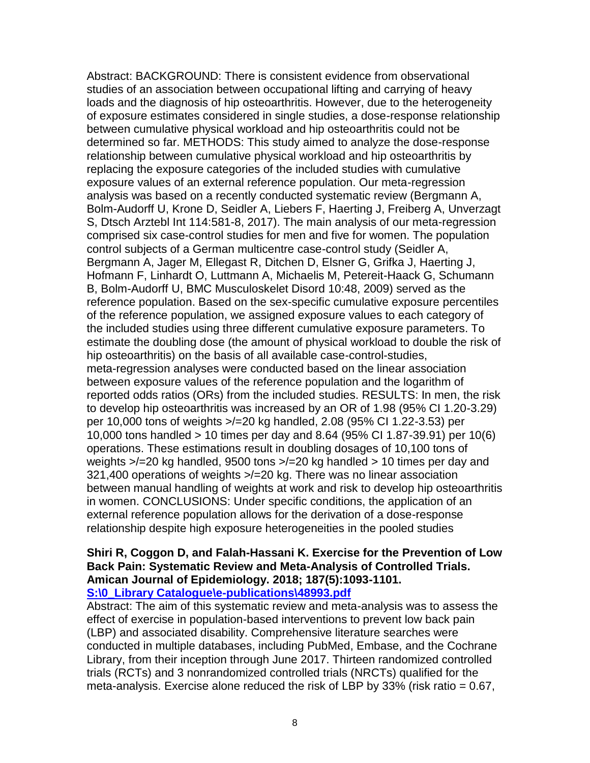Abstract: BACKGROUND: There is consistent evidence from observational studies of an association between occupational lifting and carrying of heavy loads and the diagnosis of hip osteoarthritis. However, due to the heterogeneity of exposure estimates considered in single studies, a dose-response relationship between cumulative physical workload and hip osteoarthritis could not be determined so far. METHODS: This study aimed to analyze the dose-response relationship between cumulative physical workload and hip osteoarthritis by replacing the exposure categories of the included studies with cumulative exposure values of an external reference population. Our meta-regression analysis was based on a recently conducted systematic review (Bergmann A, Bolm-Audorff U, Krone D, Seidler A, Liebers F, Haerting J, Freiberg A, Unverzagt S, Dtsch Arztebl Int 114:581-8, 2017). The main analysis of our meta-regression comprised six case-control studies for men and five for women. The population control subjects of a German multicentre case-control study (Seidler A, Bergmann A, Jager M, Ellegast R, Ditchen D, Elsner G, Grifka J, Haerting J, Hofmann F, Linhardt O, Luttmann A, Michaelis M, Petereit-Haack G, Schumann B, Bolm-Audorff U, BMC Musculoskelet Disord 10:48, 2009) served as the reference population. Based on the sex-specific cumulative exposure percentiles of the reference population, we assigned exposure values to each category of the included studies using three different cumulative exposure parameters. To estimate the doubling dose (the amount of physical workload to double the risk of hip osteoarthritis) on the basis of all available case-control-studies, meta-regression analyses were conducted based on the linear association between exposure values of the reference population and the logarithm of reported odds ratios (ORs) from the included studies. RESULTS: In men, the risk to develop hip osteoarthritis was increased by an OR of 1.98 (95% CI 1.20-3.29) per 10,000 tons of weights >/=20 kg handled, 2.08 (95% CI 1.22-3.53) per 10,000 tons handled > 10 times per day and 8.64 (95% CI 1.87-39.91) per 10(6) operations. These estimations result in doubling dosages of 10,100 tons of weights >/=20 kg handled, 9500 tons >/=20 kg handled > 10 times per day and 321,400 operations of weights >/=20 kg. There was no linear association between manual handling of weights at work and risk to develop hip osteoarthritis in women. CONCLUSIONS: Under specific conditions, the application of an external reference population allows for the derivation of a dose-response relationship despite high exposure heterogeneities in the pooled studies

**Shiri R, Coggon D, and Falah-Hassani K. Exercise for the Prevention of Low Back Pain: Systematic Review and Meta-Analysis of Controlled Trials. Amican Journal of Epidemiology. 2018; 187(5):1093-1101.**
**S:\0_Library Catalogue\e-publications\48993.pdf**

Abstract: The aim of this systematic review and meta-analysis was to assess the effect of exercise in population-based interventions to prevent low back pain (LBP) and associated disability. Comprehensive literature searches were conducted in multiple databases, including PubMed, Embase, and the Cochrane Library, from their inception through June 2017. Thirteen randomized controlled trials (RCTs) and 3 nonrandomized controlled trials (NRCTs) qualified for the meta-analysis. Exercise alone reduced the risk of LBP by 33% (risk ratio = 0.67,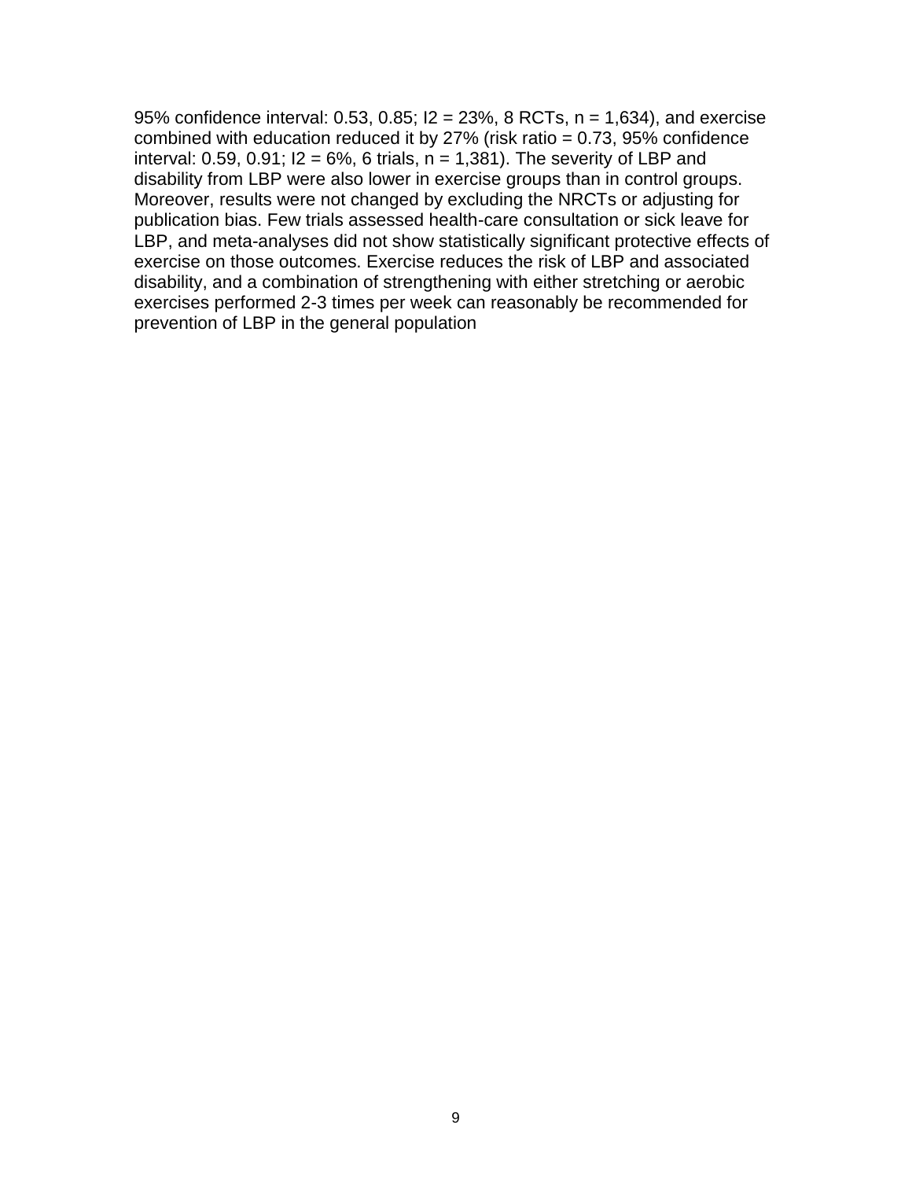95% confidence interval: 0.53, 0.85; $I2 = 23\%$, 8 RCTs, $n = 1{,}634$), and exercise combined with education reduced it by 27% (risk ratio = 0.73, 95% confidence interval: 0.59, 0.91; $I2 = 6\%$, 6 trials, $n = 1{,}381$). The severity of LBP and disability from LBP were also lower in exercise groups than in control groups. Moreover, results were not changed by excluding the NRCTs or adjusting for publication bias. Few trials assessed health-care consultation or sick leave for LBP, and meta-analyses did not show statistically significant protective effects of exercise on those outcomes. Exercise reduces the risk of LBP and associated disability, and a combination of strengthening with either stretching or aerobic exercises performed 2-3 times per week can reasonably be recommended for prevention of LBP in the general population